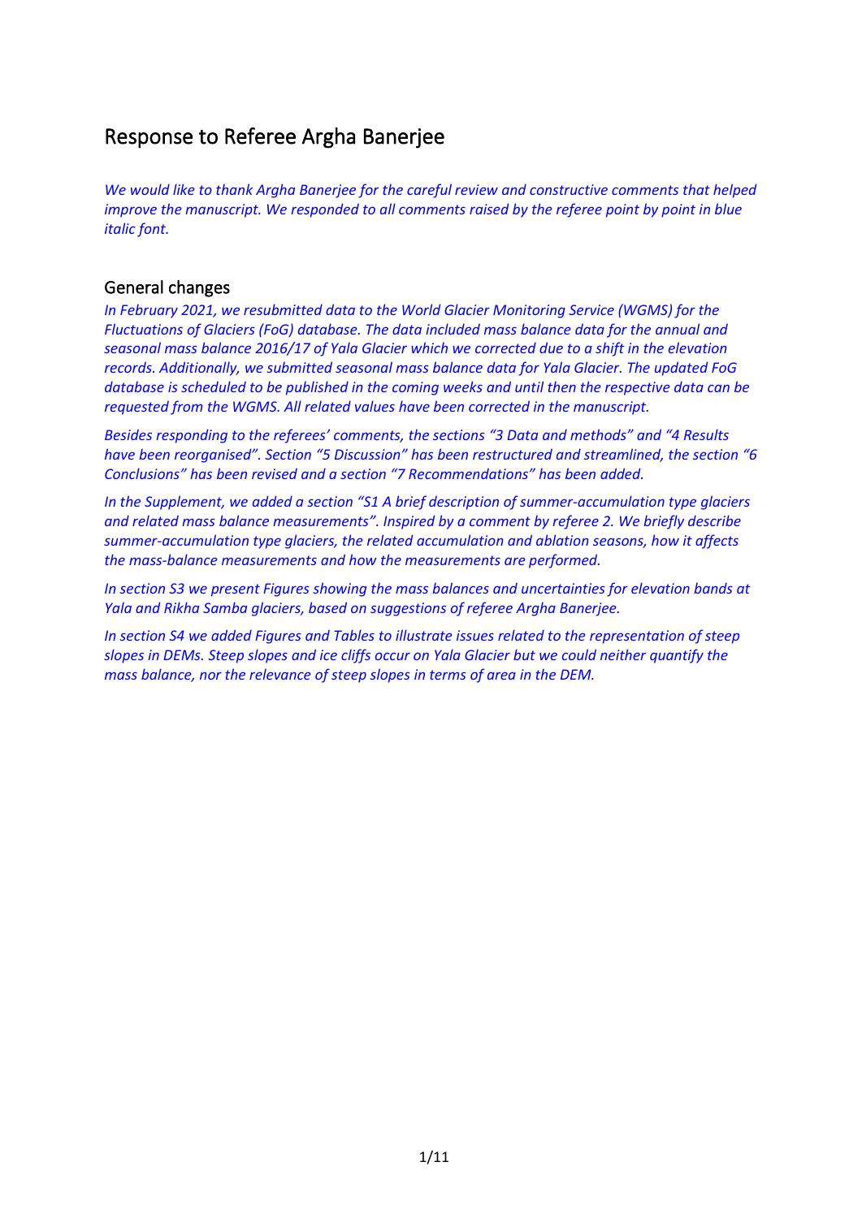# Response to Referee Argha Banerjee

*We would like to thank Argha Banerjee for the careful review and constructive comments that helped improve the manuscript. We responded to all comments raised by the referee point by point in blue italic font.*

## General changes

*In February 2021, we resubmitted data to the World Glacier Monitoring Service (WGMS) for the Fluctuations of Glaciers (FoG) database. The data included mass balance data for the annual and seasonal mass balance 2016/17 of Yala Glacier which we corrected due to a shift in the elevation records. Additionally, we submitted seasonal mass balance data for Yala Glacier. The updated FoG database is scheduled to be published in the coming weeks and until then the respective data can be requested from the WGMS. All related values have been corrected in the manuscript.*

*Besides responding to the referees' comments, the sections "3 Data and methods" and "4 Results have been reorganised". Section "5 Discussion" has been restructured and streamlined, the section "6 Conclusions" has been revised and a section "7 Recommendations" has been added.*

*In the Supplement, we added a section "S1 A brief description of summer-accumulation type glaciers and related mass balance measurements". Inspired by a comment by referee 2. We briefly describe summer-accumulation type glaciers, the related accumulation and ablation seasons, how it affects the mass-balance measurements and how the measurements are performed.*

*In section S3 we present Figures showing the mass balances and uncertainties for elevation bands at Yala and Rikha Samba glaciers, based on suggestions of referee Argha Banerjee.*

*In section S4 we added Figures and Tables to illustrate issues related to the representation of steep slopes in DEMs. Steep slopes and ice cliffs occur on Yala Glacier but we could neither quantify the mass balance, nor the relevance of steep slopes in terms of area in the DEM.*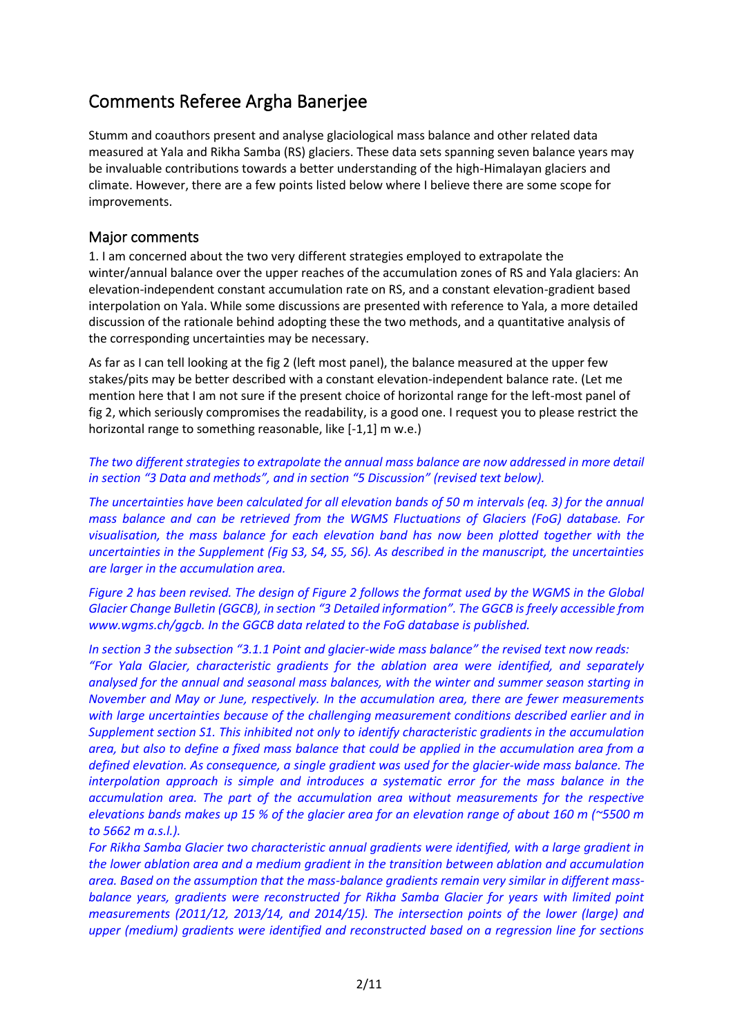# Comments Referee Argha Banerjee

Stumm and coauthors present and analyse glaciological mass balance and other related data measured at Yala and Rikha Samba (RS) glaciers. These data sets spanning seven balance years may be invaluable contributions towards a better understanding of the high-Himalayan glaciers and climate. However, there are a few points listed below where I believe there are some scope for improvements.

## Major comments

1. I am concerned about the two very different strategies employed to extrapolate the winter/annual balance over the upper reaches of the accumulation zones of RS and Yala glaciers: An elevation-independent constant accumulation rate on RS, and a constant elevation-gradient based interpolation on Yala. While some discussions are presented with reference to Yala, a more detailed discussion of the rationale behind adopting these the two methods, and a quantitative analysis of the corresponding uncertainties may be necessary.

As far as I can tell looking at the fig 2 (left most panel), the balance measured at the upper few stakes/pits may be better described with a constant elevation-independent balance rate. (Let me mention here that I am not sure if the present choice of horizontal range for the left-most panel of fig 2, which seriously compromises the readability, is a good one. I request you to please restrict the horizontal range to something reasonable, like [-1,1] m w.e.)

*The two different strategies to extrapolate the annual mass balance are now addressed in more detail in section "3 Data and methods", and in section "5 Discussion" (revised text below).*

*The uncertainties have been calculated for all elevation bands of 50 m intervals (eq. 3) for the annual mass balance and can be retrieved from the WGMS Fluctuations of Glaciers (FoG) database. For visualisation, the mass balance for each elevation band has now been plotted together with the uncertainties in the Supplement (Fig S3, S4, S5, S6). As described in the manuscript, the uncertainties are larger in the accumulation area.*

*Figure 2 has been revised. The design of Figure 2 follows the format used by the WGMS in the Global Glacier Change Bulletin (GGCB), in section "3 Detailed information". The GGCB is freely accessible from www.wgms.ch/ggcb. In the GGCB data related to the FoG database is published.*

*In section 3 the subsection "3.1.1 Point and glacier-wide mass balance" the revised text now reads: "For Yala Glacier, characteristic gradients for the ablation area were identified, and separately analysed for the annual and seasonal mass balances, with the winter and summer season starting in November and May or June, respectively. In the accumulation area, there are fewer measurements with large uncertainties because of the challenging measurement conditions described earlier and in Supplement section S1. This inhibited not only to identify characteristic gradients in the accumulation area, but also to define a fixed mass balance that could be applied in the accumulation area from a defined elevation. As consequence, a single gradient was used for the glacier-wide mass balance. The interpolation approach is simple and introduces a systematic error for the mass balance in the accumulation area. The part of the accumulation area without measurements for the respective elevations bands makes up 15 % of the glacier area for an elevation range of about 160 m (~5500 m to 5662 m a.s.l.).*

*For Rikha Samba Glacier two characteristic annual gradients were identified, with a large gradient in the lower ablation area and a medium gradient in the transition between ablation and accumulation area. Based on the assumption that the mass-balance gradients remain very similar in different mass-balance years, gradients were reconstructed for Rikha Samba Glacier for years with limited point measurements (2011/12, 2013/14, and 2014/15). The intersection points of the lower (large) and upper (medium) gradients were identified and reconstructed based on a regression line for sections*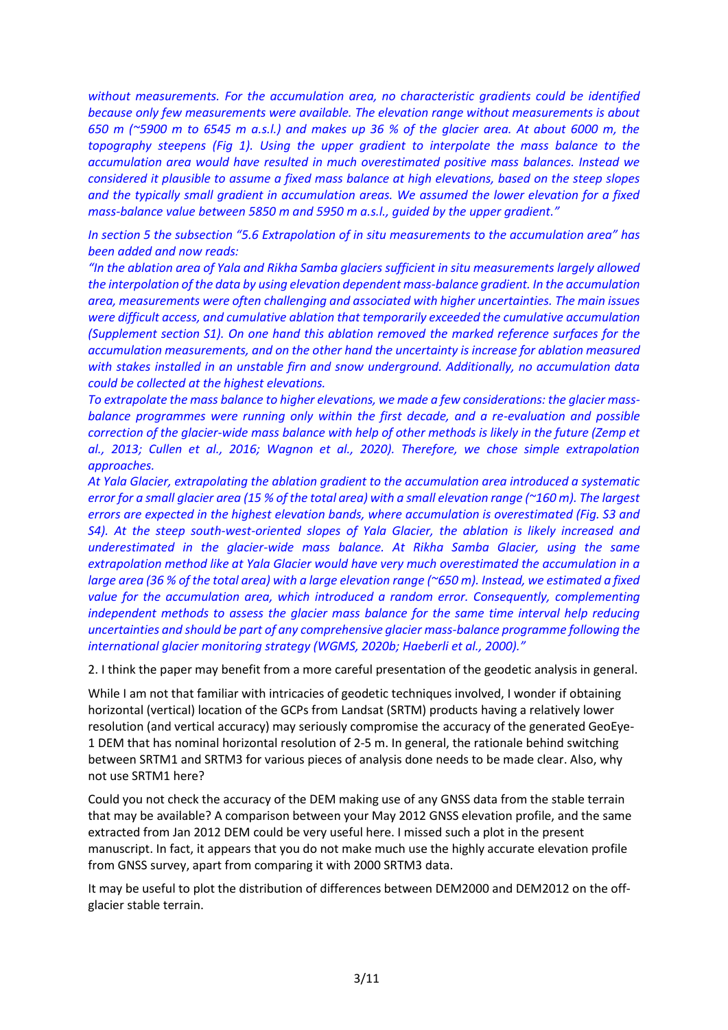*without measurements. For the accumulation area, no characteristic gradients could be identified because only few measurements were available. The elevation range without measurements is about 650 m (~5900 m to 6545 m a.s.l.) and makes up 36 % of the glacier area. At about 6000 m, the topography steepens (Fig 1). Using the upper gradient to interpolate the mass balance to the accumulation area would have resulted in much overestimated positive mass balances. Instead we considered it plausible to assume a fixed mass balance at high elevations, based on the steep slopes and the typically small gradient in accumulation areas. We assumed the lower elevation for a fixed mass-balance value between 5850 m and 5950 m a.s.l., guided by the upper gradient."*

*In section 5 the subsection "5.6 Extrapolation of in situ measurements to the accumulation area" has been added and now reads:*

*"In the ablation area of Yala and Rikha Samba glaciers sufficient in situ measurements largely allowed the interpolation of the data by using elevation dependent mass-balance gradient. In the accumulation area, measurements were often challenging and associated with higher uncertainties. The main issues were difficult access, and cumulative ablation that temporarily exceeded the cumulative accumulation (Supplement section S1). On one hand this ablation removed the marked reference surfaces for the accumulation measurements, and on the other hand the uncertainty is increase for ablation measured with stakes installed in an unstable firn and snow underground. Additionally, no accumulation data could be collected at the highest elevations.*

*To extrapolate the mass balance to higher elevations, we made a few considerations: the glacier mass-balance programmes were running only within the first decade, and a re-evaluation and possible correction of the glacier-wide mass balance with help of other methods is likely in the future (Zemp et al., 2013; Cullen et al., 2016; Wagnon et al., 2020). Therefore, we chose simple extrapolation approaches.*

*At Yala Glacier, extrapolating the ablation gradient to the accumulation area introduced a systematic error for a small glacier area (15 % of the total area) with a small elevation range (~160 m). The largest errors are expected in the highest elevation bands, where accumulation is overestimated (Fig. S3 and S4). At the steep south-west-oriented slopes of Yala Glacier, the ablation is likely increased and underestimated in the glacier-wide mass balance. At Rikha Samba Glacier, using the same extrapolation method like at Yala Glacier would have very much overestimated the accumulation in a large area (36 % of the total area) with a large elevation range (~650 m). Instead, we estimated a fixed value for the accumulation area, which introduced a random error. Consequently, complementing independent methods to assess the glacier mass balance for the same time interval help reducing uncertainties and should be part of any comprehensive glacier mass-balance programme following the international glacier monitoring strategy (WGMS, 2020b; Haeberli et al., 2000)."*

2. I think the paper may benefit from a more careful presentation of the geodetic analysis in general.

While I am not that familiar with intricacies of geodetic techniques involved, I wonder if obtaining horizontal (vertical) location of the GCPs from Landsat (SRTM) products having a relatively lower resolution (and vertical accuracy) may seriously compromise the accuracy of the generated GeoEye-1 DEM that has nominal horizontal resolution of 2-5 m. In general, the rationale behind switching between SRTM1 and SRTM3 for various pieces of analysis done needs to be made clear. Also, why not use SRTM1 here?

Could you not check the accuracy of the DEM making use of any GNSS data from the stable terrain that may be available? A comparison between your May 2012 GNSS elevation profile, and the same extracted from Jan 2012 DEM could be very useful here. I missed such a plot in the present manuscript. In fact, it appears that you do not make much use the highly accurate elevation profile from GNSS survey, apart from comparing it with 2000 SRTM3 data.

It may be useful to plot the distribution of differences between DEM2000 and DEM2012 on the off-glacier stable terrain.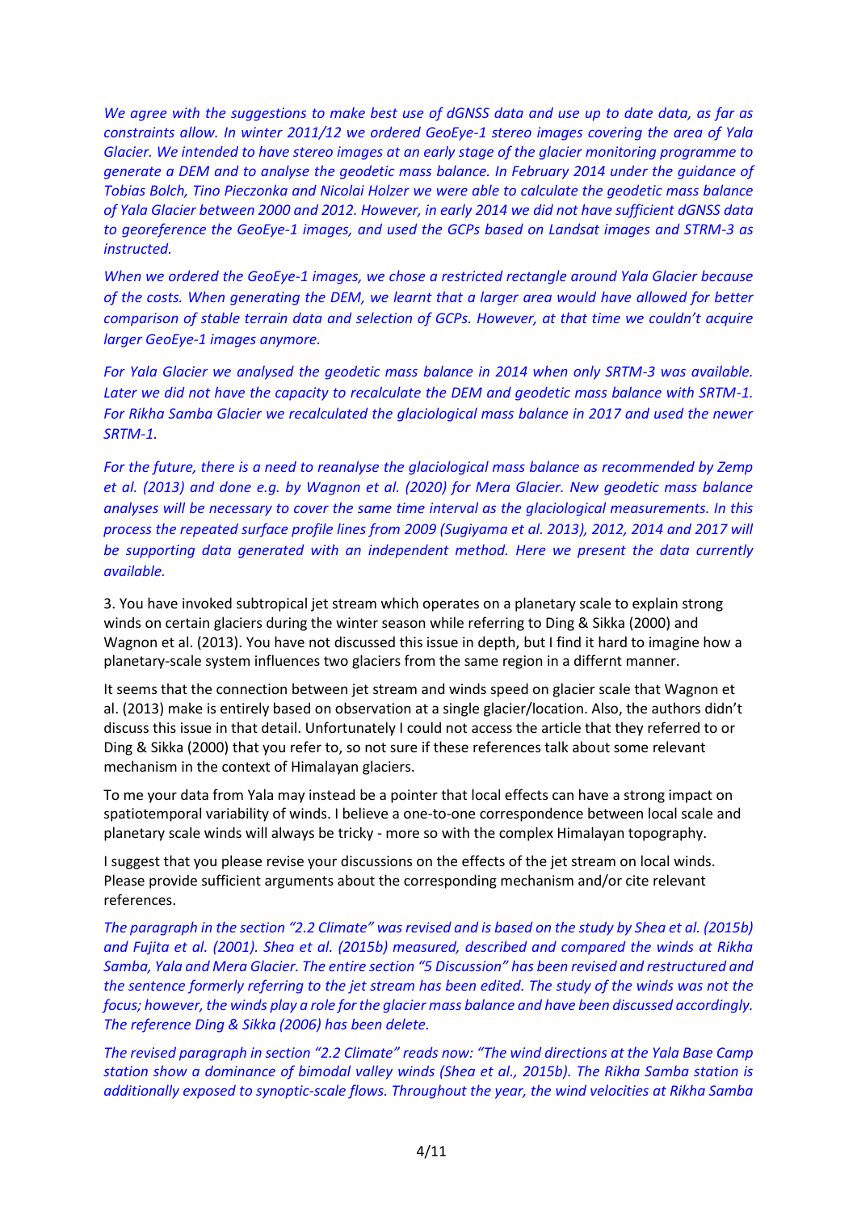*We agree with the suggestions to make best use of dGNSS data and use up to date data, as far as constraints allow. In winter 2011/12 we ordered GeoEye-1 stereo images covering the area of Yala Glacier. We intended to have stereo images at an early stage of the glacier monitoring programme to generate a DEM and to analyse the geodetic mass balance. In February 2014 under the guidance of Tobias Bolch, Tino Pieczonka and Nicolai Holzer we were able to calculate the geodetic mass balance of Yala Glacier between 2000 and 2012. However, in early 2014 we did not have sufficient dGNSS data to georeference the GeoEye-1 images, and used the GCPs based on Landsat images and STRM-3 as instructed.*

*When we ordered the GeoEye-1 images, we chose a restricted rectangle around Yala Glacier because of the costs. When generating the DEM, we learnt that a larger area would have allowed for better comparison of stable terrain data and selection of GCPs. However, at that time we couldn't acquire larger GeoEye-1 images anymore.*

*For Yala Glacier we analysed the geodetic mass balance in 2014 when only SRTM-3 was available. Later we did not have the capacity to recalculate the DEM and geodetic mass balance with SRTM-1. For Rikha Samba Glacier we recalculated the glaciological mass balance in 2017 and used the newer SRTM-1.*

*For the future, there is a need to reanalyse the glaciological mass balance as recommended by Zemp et al. (2013) and done e.g. by Wagnon et al. (2020) for Mera Glacier. New geodetic mass balance analyses will be necessary to cover the same time interval as the glaciological measurements. In this process the repeated surface profile lines from 2009 (Sugiyama et al. 2013), 2012, 2014 and 2017 will be supporting data generated with an independent method. Here we present the data currently available.*

3. You have invoked subtropical jet stream which operates on a planetary scale to explain strong winds on certain glaciers during the winter season while referring to Ding & Sikka (2000) and Wagnon et al. (2013). You have not discussed this issue in depth, but I find it hard to imagine how a planetary-scale system influences two glaciers from the same region in a differnt manner.

It seems that the connection between jet stream and winds speed on glacier scale that Wagnon et al. (2013) make is entirely based on observation at a single glacier/location. Also, the authors didn't discuss this issue in that detail. Unfortunately I could not access the article that they referred to or Ding & Sikka (2000) that you refer to, so not sure if these references talk about some relevant mechanism in the context of Himalayan glaciers.

To me your data from Yala may instead be a pointer that local effects can have a strong impact on spatiotemporal variability of winds. I believe a one-to-one correspondence between local scale and planetary scale winds will always be tricky - more so with the complex Himalayan topography.

I suggest that you please revise your discussions on the effects of the jet stream on local winds. Please provide sufficient arguments about the corresponding mechanism and/or cite relevant references.

*The paragraph in the section "2.2 Climate" was revised and is based on the study by Shea et al. (2015b) and Fujita et al. (2001). Shea et al. (2015b) measured, described and compared the winds at Rikha Samba, Yala and Mera Glacier. The entire section "5 Discussion" has been revised and restructured and the sentence formerly referring to the jet stream has been edited. The study of the winds was not the focus; however, the winds play a role for the glacier mass balance and have been discussed accordingly. The reference Ding & Sikka (2006) has been delete.*

*The revised paragraph in section "2.2 Climate" reads now: "The wind directions at the Yala Base Camp station show a dominance of bimodal valley winds (Shea et al., 2015b). The Rikha Samba station is additionally exposed to synoptic-scale flows. Throughout the year, the wind velocities at Rikha Samba*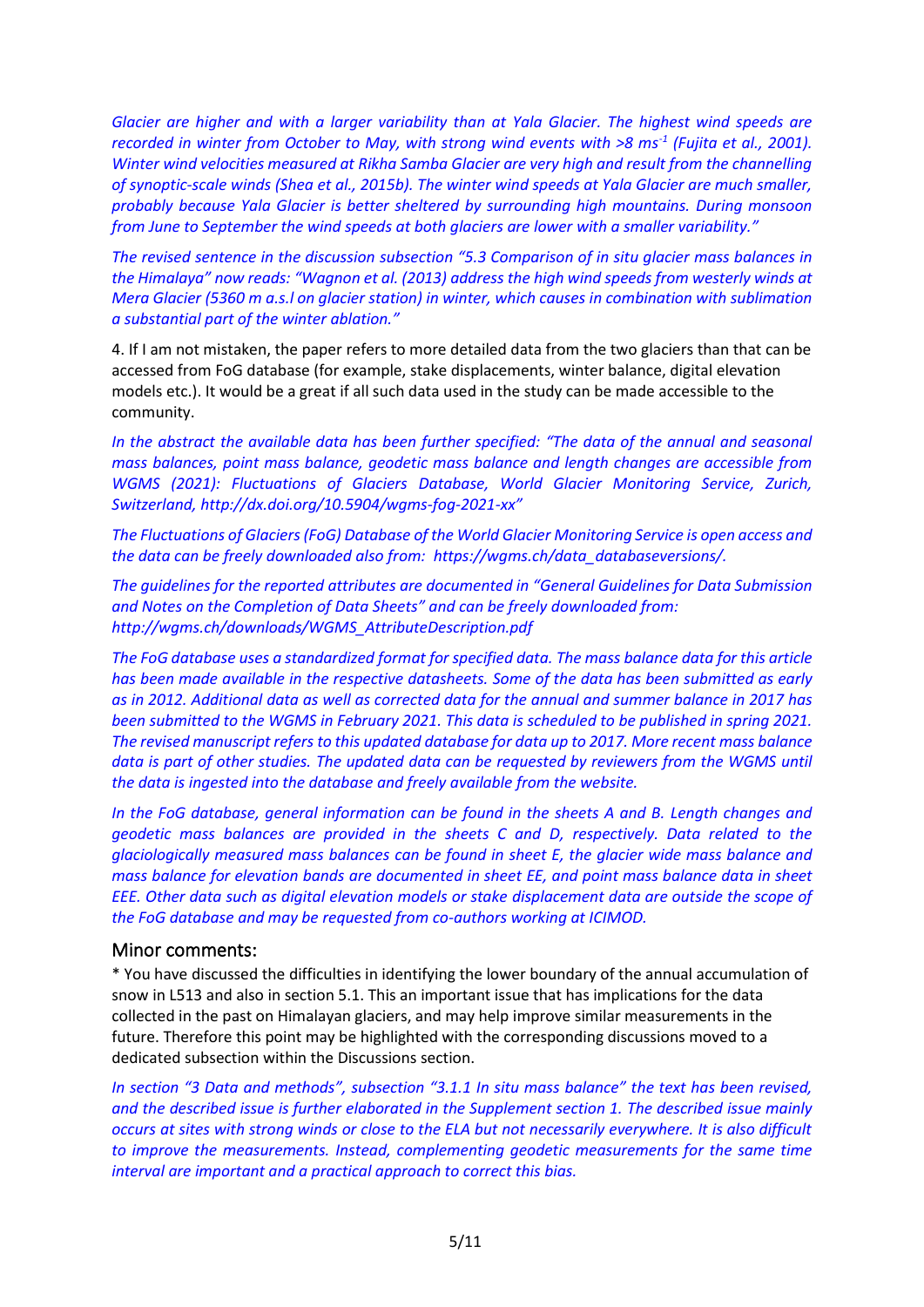*Glacier are higher and with a larger variability than at Yala Glacier. The highest wind speeds are recorded in winter from October to May, with strong wind events with >8 ms$^{-1}$ (Fujita et al., 2001). Winter wind velocities measured at Rikha Samba Glacier are very high and result from the channelling of synoptic-scale winds (Shea et al., 2015b). The winter wind speeds at Yala Glacier are much smaller, probably because Yala Glacier is better sheltered by surrounding high mountains. During monsoon from June to September the wind speeds at both glaciers are lower with a smaller variability."*

*The revised sentence in the discussion subsection "5.3 Comparison of in situ glacier mass balances in the Himalaya" now reads: "Wagnon et al. (2013) address the high wind speeds from westerly winds at Mera Glacier (5360 m a.s.l on glacier station) in winter, which causes in combination with sublimation a substantial part of the winter ablation."*

4. If I am not mistaken, the paper refers to more detailed data from the two glaciers than that can be accessed from FoG database (for example, stake displacements, winter balance, digital elevation models etc.). It would be a great if all such data used in the study can be made accessible to the community.

*In the abstract the available data has been further specified: "The data of the annual and seasonal mass balances, point mass balance, geodetic mass balance and length changes are accessible from WGMS (2021): Fluctuations of Glaciers Database, World Glacier Monitoring Service, Zurich, Switzerland, http://dx.doi.org/10.5904/wgms-fog-2021-xx"*

*The Fluctuations of Glaciers (FoG) Database of the World Glacier Monitoring Service is open access and the data can be freely downloaded also from: https://wgms.ch/data_databaseversions/.*

*The guidelines for the reported attributes are documented in "General Guidelines for Data Submission and Notes on the Completion of Data Sheets" and can be freely downloaded from: http://wgms.ch/downloads/WGMS_AttributeDescription.pdf*

*The FoG database uses a standardized format for specified data. The mass balance data for this article has been made available in the respective datasheets. Some of the data has been submitted as early as in 2012. Additional data as well as corrected data for the annual and summer balance in 2017 has been submitted to the WGMS in February 2021. This data is scheduled to be published in spring 2021. The revised manuscript refers to this updated database for data up to 2017. More recent mass balance data is part of other studies. The updated data can be requested by reviewers from the WGMS until the data is ingested into the database and freely available from the website.*

*In the FoG database, general information can be found in the sheets A and B. Length changes and geodetic mass balances are provided in the sheets C and D, respectively. Data related to the glaciologically measured mass balances can be found in sheet E, the glacier wide mass balance and mass balance for elevation bands are documented in sheet EE, and point mass balance data in sheet EEE. Other data such as digital elevation models or stake displacement data are outside the scope of the FoG database and may be requested from co-authors working at ICIMOD.*

## Minor comments:

* You have discussed the difficulties in identifying the lower boundary of the annual accumulation of snow in L513 and also in section 5.1. This an important issue that has implications for the data collected in the past on Himalayan glaciers, and may help improve similar measurements in the future. Therefore this point may be highlighted with the corresponding discussions moved to a dedicated subsection within the Discussions section.

*In section "3 Data and methods", subsection "3.1.1 In situ mass balance" the text has been revised, and the described issue is further elaborated in the Supplement section 1. The described issue mainly occurs at sites with strong winds or close to the ELA but not necessarily everywhere. It is also difficult to improve the measurements. Instead, complementing geodetic measurements for the same time interval are important and a practical approach to correct this bias.*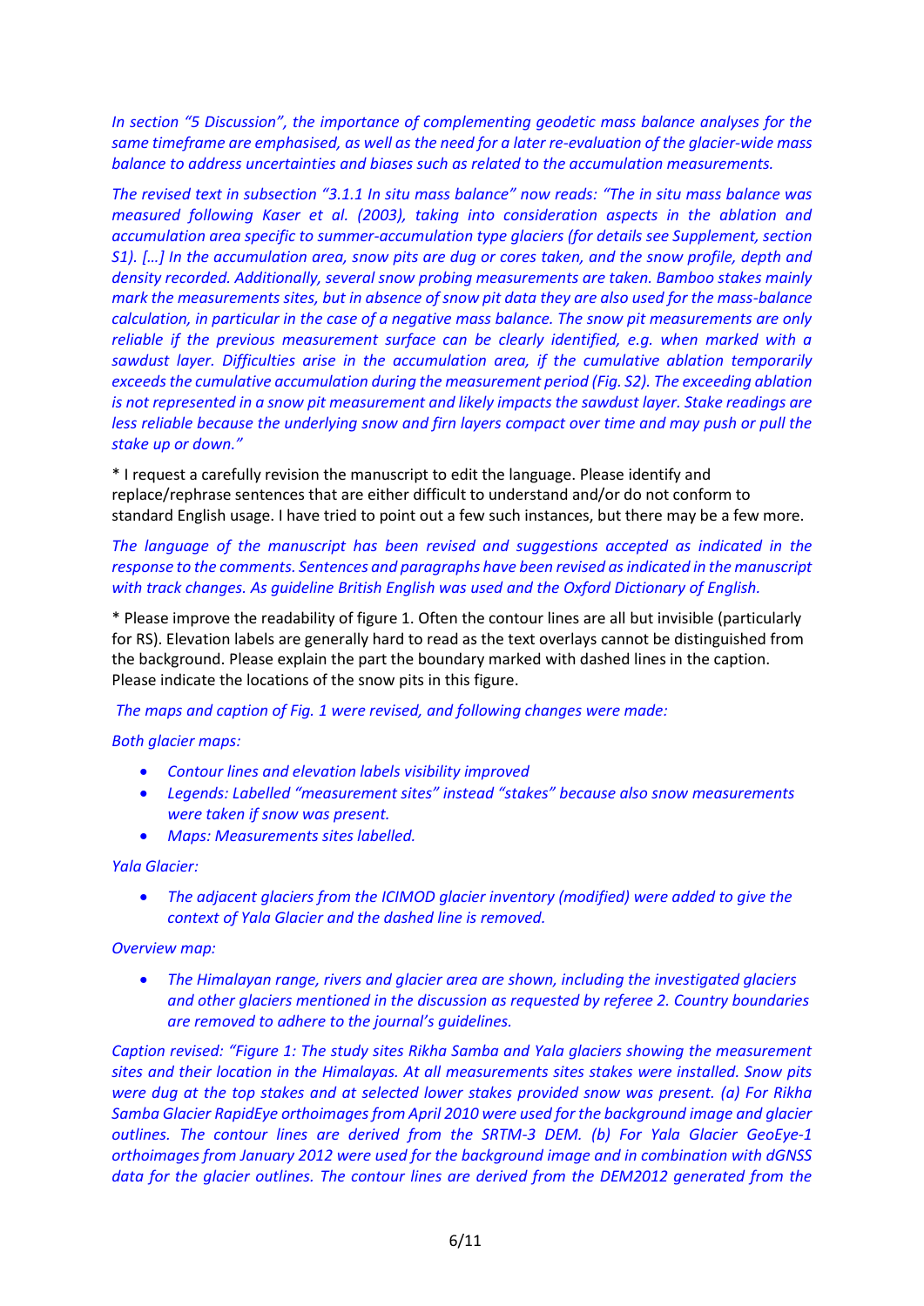*In section "5 Discussion", the importance of complementing geodetic mass balance analyses for the same timeframe are emphasised, as well as the need for a later re-evaluation of the glacier-wide mass balance to address uncertainties and biases such as related to the accumulation measurements.*

*The revised text in subsection "3.1.1 In situ mass balance" now reads: "The in situ mass balance was measured following Kaser et al. (2003), taking into consideration aspects in the ablation and accumulation area specific to summer-accumulation type glaciers (for details see Supplement, section S1). […] In the accumulation area, snow pits are dug or cores taken, and the snow profile, depth and density recorded. Additionally, several snow probing measurements are taken. Bamboo stakes mainly mark the measurements sites, but in absence of snow pit data they are also used for the mass-balance calculation, in particular in the case of a negative mass balance. The snow pit measurements are only reliable if the previous measurement surface can be clearly identified, e.g. when marked with a sawdust layer. Difficulties arise in the accumulation area, if the cumulative ablation temporarily exceeds the cumulative accumulation during the measurement period (Fig. S2). The exceeding ablation is not represented in a snow pit measurement and likely impacts the sawdust layer. Stake readings are less reliable because the underlying snow and firn layers compact over time and may push or pull the stake up or down."*

* I request a carefully revision the manuscript to edit the language. Please identify and replace/rephrase sentences that are either difficult to understand and/or do not conform to standard English usage. I have tried to point out a few such instances, but there may be a few more.

*The language of the manuscript has been revised and suggestions accepted as indicated in the response to the comments. Sentences and paragraphs have been revised as indicated in the manuscript with track changes. As guideline British English was used and the Oxford Dictionary of English.*

* Please improve the readability of figure 1. Often the contour lines are all but invisible (particularly for RS). Elevation labels are generally hard to read as the text overlays cannot be distinguished from the background. Please explain the part the boundary marked with dashed lines in the caption. Please indicate the locations of the snow pits in this figure.

*The maps and caption of Fig. 1 were revised, and following changes were made:*

*Both glacier maps:*

- *Contour lines and elevation labels visibility improved*
- *Legends: Labelled "measurement sites" instead "stakes" because also snow measurements were taken if snow was present.*
- *Maps: Measurements sites labelled.*

*Yala Glacier:*

- *The adjacent glaciers from the ICIMOD glacier inventory (modified) were added to give the context of Yala Glacier and the dashed line is removed.*

*Overview map:*

- *The Himalayan range, rivers and glacier area are shown, including the investigated glaciers and other glaciers mentioned in the discussion as requested by referee 2. Country boundaries are removed to adhere to the journal's guidelines.*

*Caption revised: "Figure 1: The study sites Rikha Samba and Yala glaciers showing the measurement sites and their location in the Himalayas. At all measurements sites stakes were installed. Snow pits were dug at the top stakes and at selected lower stakes provided snow was present. (a) For Rikha Samba Glacier RapidEye orthoimages from April 2010 were used for the background image and glacier outlines. The contour lines are derived from the SRTM-3 DEM. (b) For Yala Glacier GeoEye-1 orthoimages from January 2012 were used for the background image and in combination with dGNSS data for the glacier outlines. The contour lines are derived from the DEM2012 generated from the*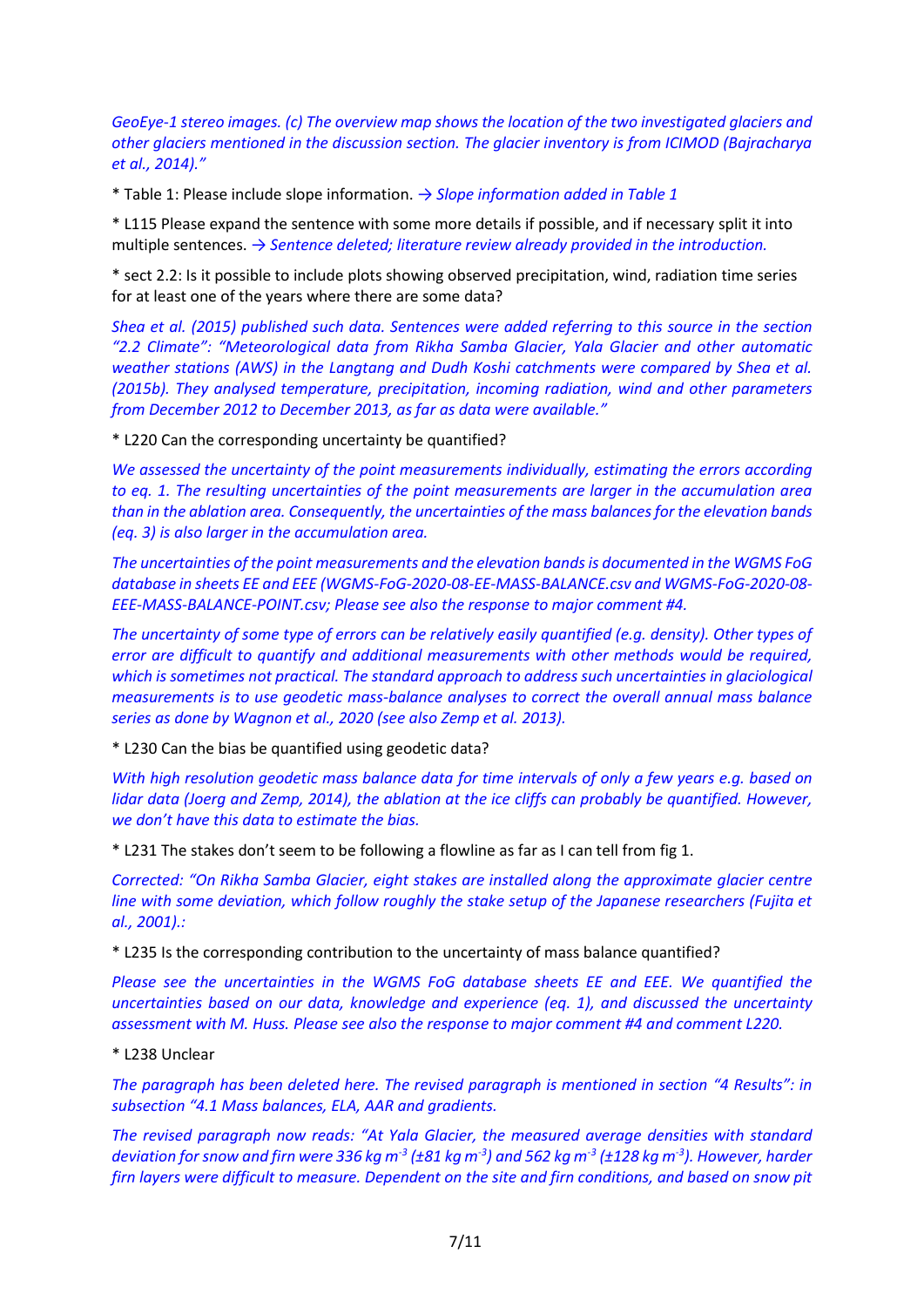*GeoEye-1 stereo images. (c) The overview map shows the location of the two investigated glaciers and other glaciers mentioned in the discussion section. The glacier inventory is from ICIMOD (Bajracharya et al., 2014)."*

* Table 1: Please include slope information. *→ Slope information added in Table 1*

* L115 Please expand the sentence with some more details if possible, and if necessary split it into multiple sentences. *→ Sentence deleted; literature review already provided in the introduction.*

* sect 2.2: Is it possible to include plots showing observed precipitation, wind, radiation time series for at least one of the years where there are some data?

*Shea et al. (2015) published such data. Sentences were added referring to this source in the section "2.2 Climate": "Meteorological data from Rikha Samba Glacier, Yala Glacier and other automatic weather stations (AWS) in the Langtang and Dudh Koshi catchments were compared by Shea et al. (2015b). They analysed temperature, precipitation, incoming radiation, wind and other parameters from December 2012 to December 2013, as far as data were available."*

* L220 Can the corresponding uncertainty be quantified?

*We assessed the uncertainty of the point measurements individually, estimating the errors according to eq. 1. The resulting uncertainties of the point measurements are larger in the accumulation area than in the ablation area. Consequently, the uncertainties of the mass balances for the elevation bands (eq. 3) is also larger in the accumulation area.*

*The uncertainties of the point measurements and the elevation bands is documented in the WGMS FoG database in sheets EE and EEE (WGMS-FoG-2020-08-EE-MASS-BALANCE.csv and WGMS-FoG-2020-08-EEE-MASS-BALANCE-POINT.csv; Please see also the response to major comment #4.*

*The uncertainty of some type of errors can be relatively easily quantified (e.g. density). Other types of error are difficult to quantify and additional measurements with other methods would be required, which is sometimes not practical. The standard approach to address such uncertainties in glaciological measurements is to use geodetic mass-balance analyses to correct the overall annual mass balance series as done by Wagnon et al., 2020 (see also Zemp et al. 2013).*

* L230 Can the bias be quantified using geodetic data?

*With high resolution geodetic mass balance data for time intervals of only a few years e.g. based on lidar data (Joerg and Zemp, 2014), the ablation at the ice cliffs can probably be quantified. However, we don't have this data to estimate the bias.*

* L231 The stakes don't seem to be following a flowline as far as I can tell from fig 1.

*Corrected: "On Rikha Samba Glacier, eight stakes are installed along the approximate glacier centre line with some deviation, which follow roughly the stake setup of the Japanese researchers (Fujita et al., 2001).:*

* L235 Is the corresponding contribution to the uncertainty of mass balance quantified?

*Please see the uncertainties in the WGMS FoG database sheets EE and EEE. We quantified the uncertainties based on our data, knowledge and experience (eq. 1), and discussed the uncertainty assessment with M. Huss. Please see also the response to major comment #4 and comment L220.*

* L238 Unclear

*The paragraph has been deleted here. The revised paragraph is mentioned in section "4 Results": in subsection "4.1 Mass balances, ELA, AAR and gradients.*

*The revised paragraph now reads: "At Yala Glacier, the measured average densities with standard deviation for snow and firn were 336 kg $m^{-3}$ (±81 kg $m^{-3}$) and 562 kg $m^{-3}$ (±128 kg $m^{-3}$). However, harder firn layers were difficult to measure. Dependent on the site and firn conditions, and based on snow pit*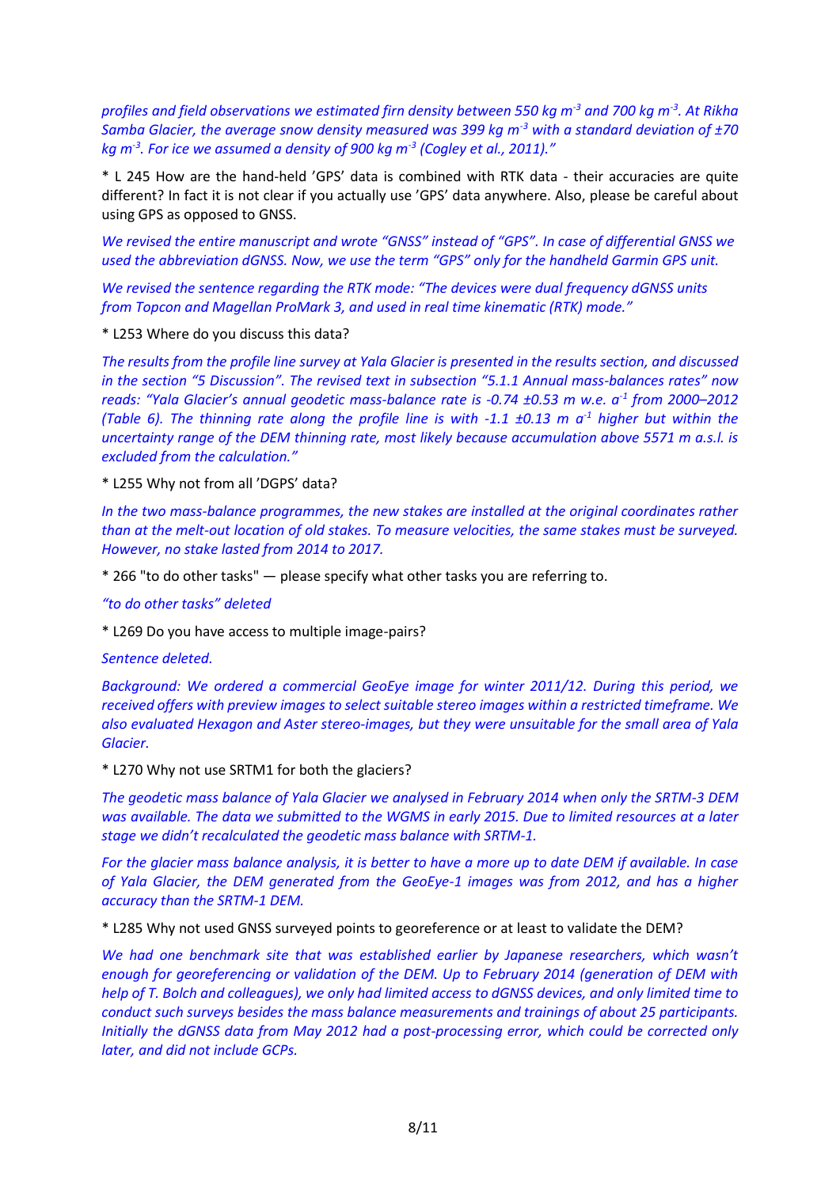*profiles and field observations we estimated firn density between 550 kg m$^{-3}$ and 700 kg m$^{-3}$. At Rikha Samba Glacier, the average snow density measured was 399 kg m$^{-3}$ with a standard deviation of ±70 kg m$^{-3}$. For ice we assumed a density of 900 kg m$^{-3}$ (Cogley et al., 2011)."*

* L 245 How are the hand-held 'GPS' data is combined with RTK data - their accuracies are quite different? In fact it is not clear if you actually use 'GPS' data anywhere. Also, please be careful about using GPS as opposed to GNSS.

*We revised the entire manuscript and wrote "GNSS" instead of "GPS". In case of differential GNSS we used the abbreviation dGNSS. Now, we use the term "GPS" only for the handheld Garmin GPS unit.*

*We revised the sentence regarding the RTK mode: "The devices were dual frequency dGNSS units from Topcon and Magellan ProMark 3, and used in real time kinematic (RTK) mode."*

* L253 Where do you discuss this data?

*The results from the profile line survey at Yala Glacier is presented in the results section, and discussed in the section "5 Discussion". The revised text in subsection "5.1.1 Annual mass-balances rates" now reads: "Yala Glacier's annual geodetic mass-balance rate is -0.74 ±0.53 m w.e. a$^{-1}$ from 2000–2012 (Table 6). The thinning rate along the profile line is with -1.1 ±0.13 m a$^{-1}$ higher but within the uncertainty range of the DEM thinning rate, most likely because accumulation above 5571 m a.s.l. is excluded from the calculation."*

* L255 Why not from all 'DGPS' data?

*In the two mass-balance programmes, the new stakes are installed at the original coordinates rather than at the melt-out location of old stakes. To measure velocities, the same stakes must be surveyed. However, no stake lasted from 2014 to 2017.*

* 266 "to do other tasks" — please specify what other tasks you are referring to.

*"to do other tasks" deleted*

* L269 Do you have access to multiple image-pairs?

*Sentence deleted.*

*Background: We ordered a commercial GeoEye image for winter 2011/12. During this period, we received offers with preview images to select suitable stereo images within a restricted timeframe. We also evaluated Hexagon and Aster stereo-images, but they were unsuitable for the small area of Yala Glacier.*

* L270 Why not use SRTM1 for both the glaciers?

*The geodetic mass balance of Yala Glacier we analysed in February 2014 when only the SRTM-3 DEM was available. The data we submitted to the WGMS in early 2015. Due to limited resources at a later stage we didn't recalculated the geodetic mass balance with SRTM-1.*

*For the glacier mass balance analysis, it is better to have a more up to date DEM if available. In case of Yala Glacier, the DEM generated from the GeoEye-1 images was from 2012, and has a higher accuracy than the SRTM-1 DEM.*

* L285 Why not used GNSS surveyed points to georeference or at least to validate the DEM?

*We had one benchmark site that was established earlier by Japanese researchers, which wasn't enough for georeferencing or validation of the DEM. Up to February 2014 (generation of DEM with help of T. Bolch and colleagues), we only had limited access to dGNSS devices, and only limited time to conduct such surveys besides the mass balance measurements and trainings of about 25 participants. Initially the dGNSS data from May 2012 had a post-processing error, which could be corrected only later, and did not include GCPs.*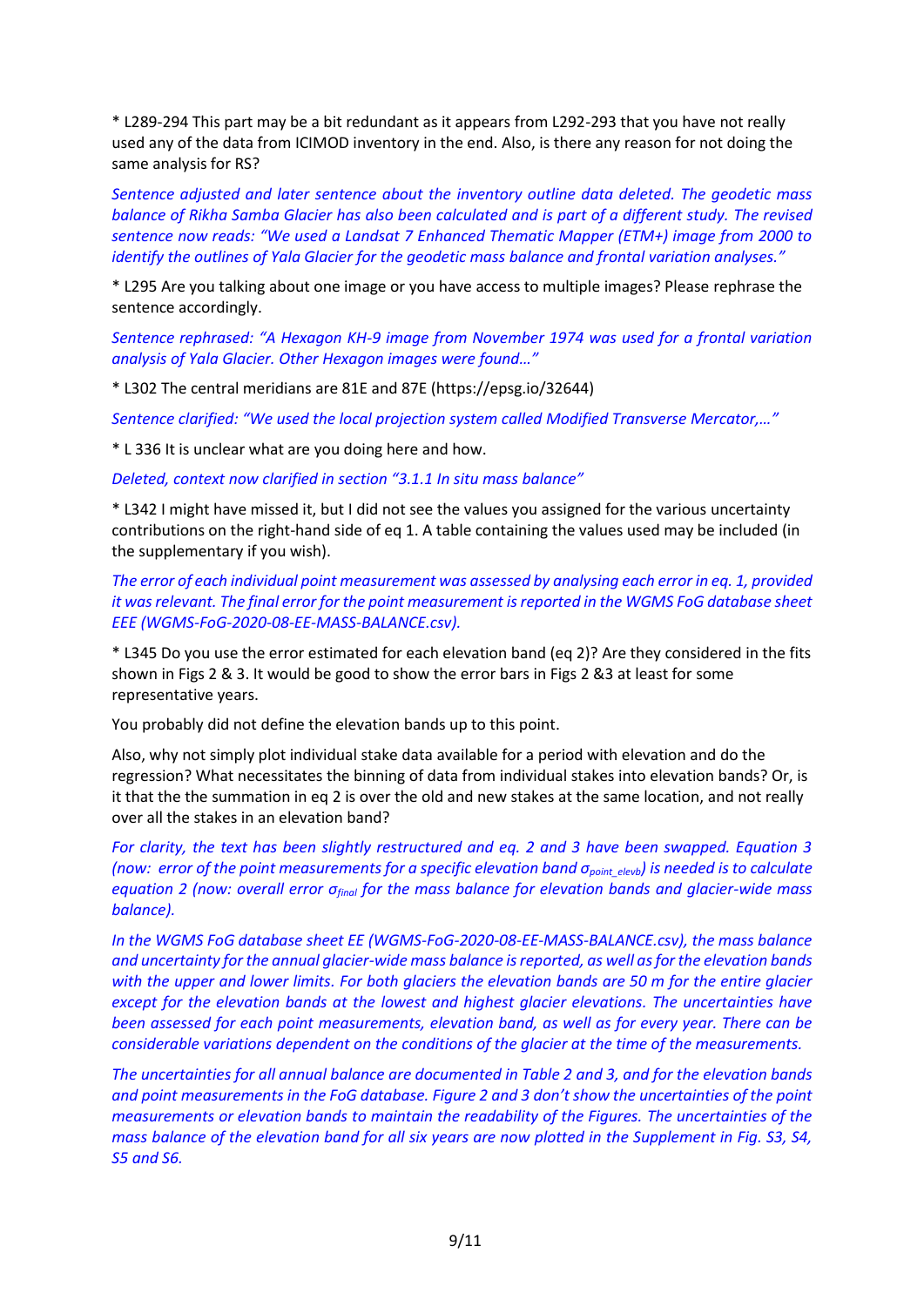* L289-294 This part may be a bit redundant as it appears from L292-293 that you have not really used any of the data from ICIMOD inventory in the end. Also, is there any reason for not doing the same analysis for RS?

*Sentence adjusted and later sentence about the inventory outline data deleted. The geodetic mass balance of Rikha Samba Glacier has also been calculated and is part of a different study. The revised sentence now reads: "We used a Landsat 7 Enhanced Thematic Mapper (ETM+) image from 2000 to identify the outlines of Yala Glacier for the geodetic mass balance and frontal variation analyses."*

* L295 Are you talking about one image or you have access to multiple images? Please rephrase the sentence accordingly.

*Sentence rephrased: "A Hexagon KH-9 image from November 1974 was used for a frontal variation analysis of Yala Glacier. Other Hexagon images were found…"*

* L302 The central meridians are 81E and 87E (https://epsg.io/32644)

*Sentence clarified: "We used the local projection system called Modified Transverse Mercator,…"*

* L 336 It is unclear what are you doing here and how.

*Deleted, context now clarified in section "3.1.1 In situ mass balance"*

* L342 I might have missed it, but I did not see the values you assigned for the various uncertainty contributions on the right-hand side of eq 1. A table containing the values used may be included (in the supplementary if you wish).

*The error of each individual point measurement was assessed by analysing each error in eq. 1, provided it was relevant. The final error for the point measurement is reported in the WGMS FoG database sheet EEE (WGMS-FoG-2020-08-EE-MASS-BALANCE.csv).*

* L345 Do you use the error estimated for each elevation band (eq 2)? Are they considered in the fits shown in Figs 2 & 3. It would be good to show the error bars in Figs 2 &3 at least for some representative years.

You probably did not define the elevation bands up to this point.

Also, why not simply plot individual stake data available for a period with elevation and do the regression? What necessitates the binning of data from individual stakes into elevation bands? Or, is it that the the summation in eq 2 is over the old and new stakes at the same location, and not really over all the stakes in an elevation band?

*For clarity, the text has been slightly restructured and eq. 2 and 3 have been swapped. Equation 3 (now: error of the point measurements for a specific elevation band $\sigma_{point\_elevb}$) is needed is to calculate equation 2 (now: overall error $\sigma_{final}$ for the mass balance for elevation bands and glacier-wide mass balance).*

*In the WGMS FoG database sheet EE (WGMS-FoG-2020-08-EE-MASS-BALANCE.csv), the mass balance and uncertainty for the annual glacier-wide mass balance is reported, as well as for the elevation bands with the upper and lower limits. For both glaciers the elevation bands are 50 m for the entire glacier except for the elevation bands at the lowest and highest glacier elevations. The uncertainties have been assessed for each point measurements, elevation band, as well as for every year. There can be considerable variations dependent on the conditions of the glacier at the time of the measurements.*

*The uncertainties for all annual balance are documented in Table 2 and 3, and for the elevation bands and point measurements in the FoG database. Figure 2 and 3 don't show the uncertainties of the point measurements or elevation bands to maintain the readability of the Figures. The uncertainties of the mass balance of the elevation band for all six years are now plotted in the Supplement in Fig. S3, S4, S5 and S6.*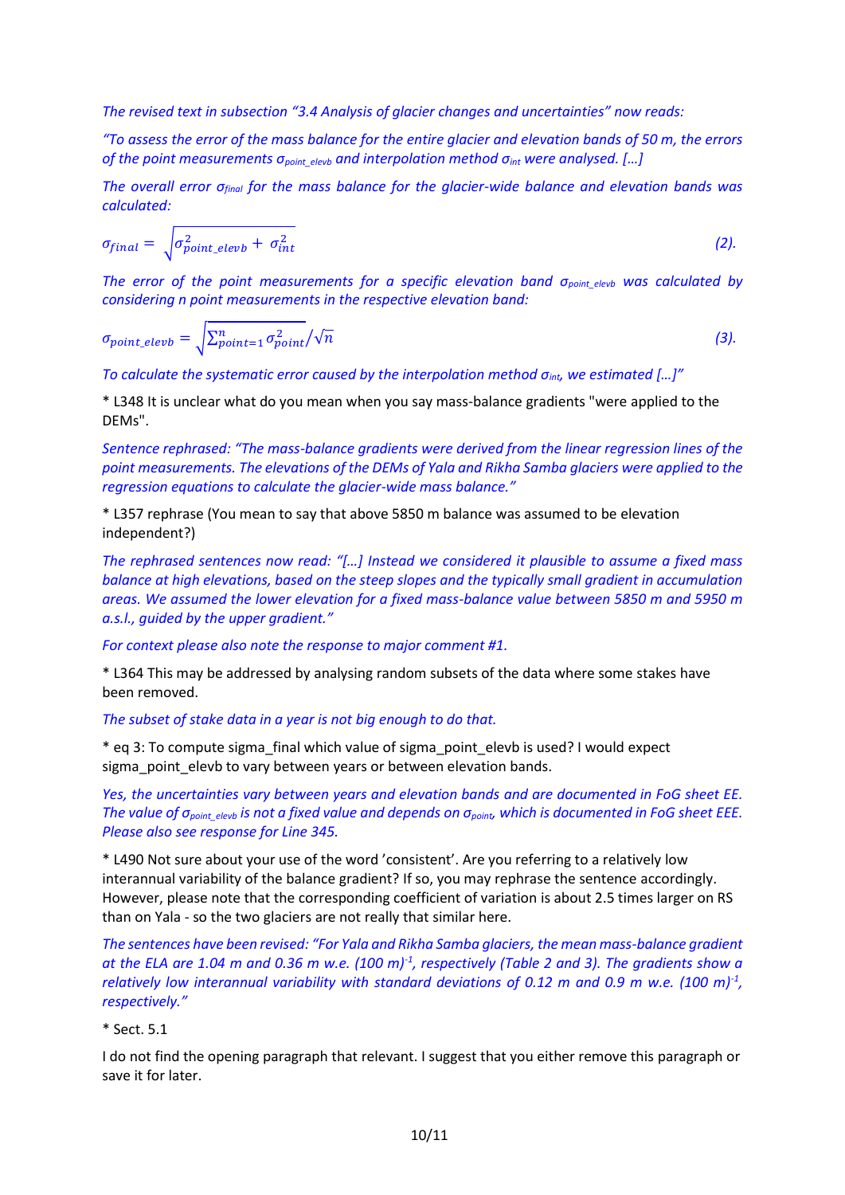*The revised text in subsection "3.4 Analysis of glacier changes and uncertainties" now reads:*

*"To assess the error of the mass balance for the entire glacier and elevation bands of 50 m, the errors of the point measurements $\sigma_{point\_elevb}$ and interpolation method $\sigma_{int}$ were analysed. […]*

*The overall error $\sigma_{final}$ for the mass balance for the glacier-wide balance and elevation bands was calculated:*

$$\sigma_{final} = \sqrt{\sigma_{point\_elevb}^2 + \sigma_{int}^2} \quad (2).$$

*The error of the point measurements for a specific elevation band $\sigma_{point\_elevb}$ was calculated by considering n point measurements in the respective elevation band:*

$$\sigma_{point\_elevb} = \sqrt{\sum_{point=1}^{n} \sigma_{point}^2} / \sqrt{n} \quad (3).$$

*To calculate the systematic error caused by the interpolation method $\sigma_{int}$, we estimated […]"*

\* L348 It is unclear what do you mean when you say mass-balance gradients "were applied to the DEMs".

*Sentence rephrased: "The mass-balance gradients were derived from the linear regression lines of the point measurements. The elevations of the DEMs of Yala and Rikha Samba glaciers were applied to the regression equations to calculate the glacier-wide mass balance."*

\* L357 rephrase (You mean to say that above 5850 m balance was assumed to be elevation independent?)

*The rephrased sentences now read: "[…] Instead we considered it plausible to assume a fixed mass balance at high elevations, based on the steep slopes and the typically small gradient in accumulation areas. We assumed the lower elevation for a fixed mass-balance value between 5850 m and 5950 m a.s.l., guided by the upper gradient."*

*For context please also note the response to major comment #1.*

\* L364 This may be addressed by analysing random subsets of the data where some stakes have been removed.

*The subset of stake data in a year is not big enough to do that.*

\* eq 3: To compute sigma_final which value of sigma_point_elevb is used? I would expect sigma_point_elevb to vary between years or between elevation bands.

*Yes, the uncertainties vary between years and elevation bands and are documented in FoG sheet EE. The value of $\sigma_{point\_elevb}$ is not a fixed value and depends on $\sigma_{point}$, which is documented in FoG sheet EEE. Please also see response for Line 345.*

\* L490 Not sure about your use of the word 'consistent'. Are you referring to a relatively low interannual variability of the balance gradient? If so, you may rephrase the sentence accordingly. However, please note that the corresponding coefficient of variation is about 2.5 times larger on RS than on Yala - so the two glaciers are not really that similar here.

*The sentences have been revised: "For Yala and Rikha Samba glaciers, the mean mass-balance gradient at the ELA are 1.04 m and 0.36 m w.e. $(100\ m)^{-1}$, respectively (Table 2 and 3). The gradients show a relatively low interannual variability with standard deviations of 0.12 m and 0.9 m w.e. $(100\ m)^{-1}$, respectively."*

\* Sect. 5.1

I do not find the opening paragraph that relevant. I suggest that you either remove this paragraph or save it for later.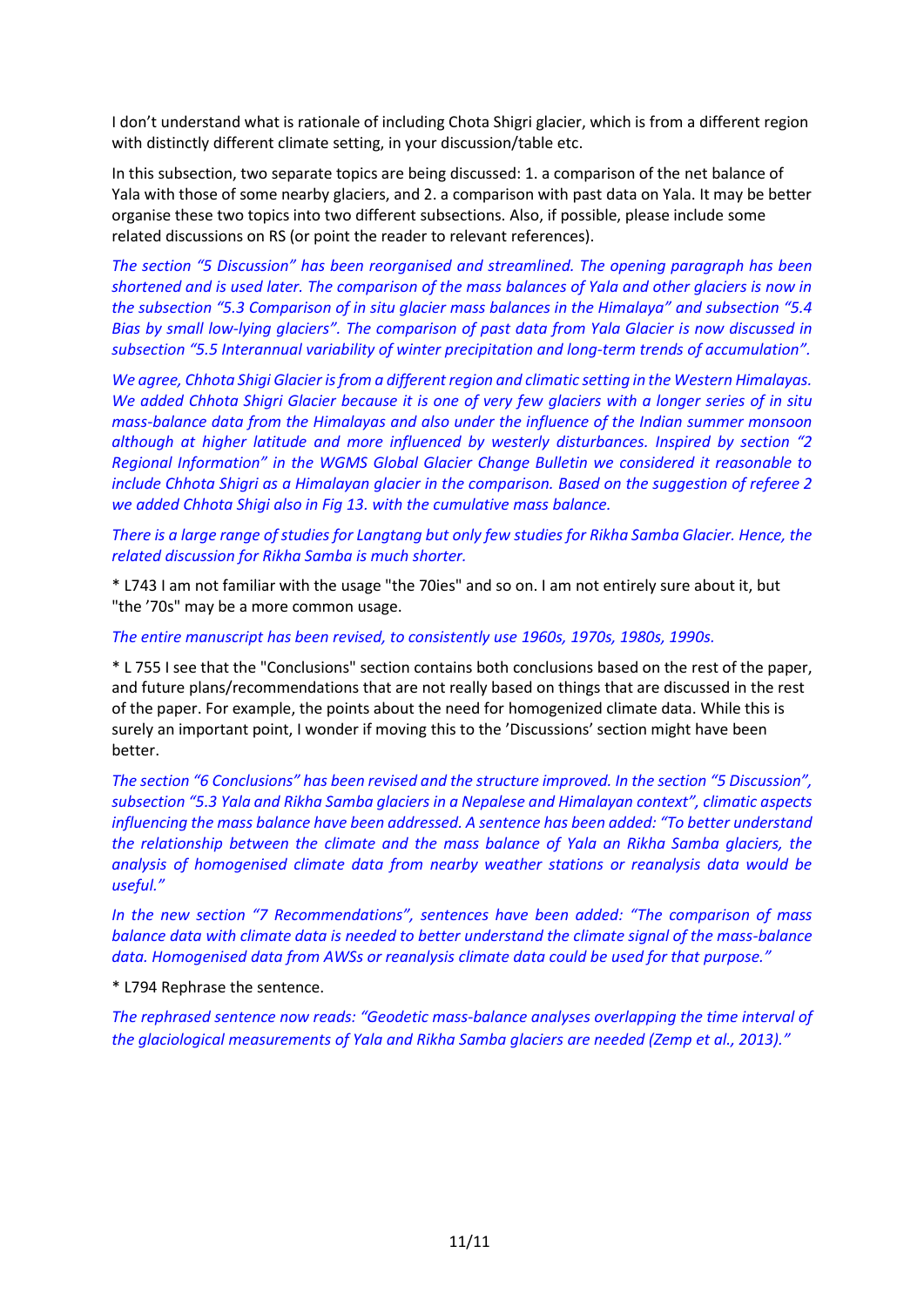I don't understand what is rationale of including Chota Shigri glacier, which is from a different region with distinctly different climate setting, in your discussion/table etc.

In this subsection, two separate topics are being discussed: 1. a comparison of the net balance of Yala with those of some nearby glaciers, and 2. a comparison with past data on Yala. It may be better organise these two topics into two different subsections. Also, if possible, please include some related discussions on RS (or point the reader to relevant references).

*The section "5 Discussion" has been reorganised and streamlined. The opening paragraph has been shortened and is used later. The comparison of the mass balances of Yala and other glaciers is now in the subsection "5.3 Comparison of in situ glacier mass balances in the Himalaya" and subsection "5.4 Bias by small low-lying glaciers". The comparison of past data from Yala Glacier is now discussed in subsection "5.5 Interannual variability of winter precipitation and long-term trends of accumulation".*

*We agree, Chhota Shigi Glacier is from a different region and climatic setting in the Western Himalayas. We added Chhota Shigri Glacier because it is one of very few glaciers with a longer series of in situ mass-balance data from the Himalayas and also under the influence of the Indian summer monsoon although at higher latitude and more influenced by westerly disturbances. Inspired by section "2 Regional Information" in the WGMS Global Glacier Change Bulletin we considered it reasonable to include Chhota Shigri as a Himalayan glacier in the comparison. Based on the suggestion of referee 2 we added Chhota Shigi also in Fig 13. with the cumulative mass balance.*

*There is a large range of studies for Langtang but only few studies for Rikha Samba Glacier. Hence, the related discussion for Rikha Samba is much shorter.*

* L743 I am not familiar with the usage "the 70ies" and so on. I am not entirely sure about it, but "the '70s" may be a more common usage.

*The entire manuscript has been revised, to consistently use 1960s, 1970s, 1980s, 1990s.*

* L 755 I see that the "Conclusions" section contains both conclusions based on the rest of the paper, and future plans/recommendations that are not really based on things that are discussed in the rest of the paper. For example, the points about the need for homogenized climate data. While this is surely an important point, I wonder if moving this to the 'Discussions' section might have been better.

*The section "6 Conclusions" has been revised and the structure improved. In the section "5 Discussion", subsection "5.3 Yala and Rikha Samba glaciers in a Nepalese and Himalayan context", climatic aspects influencing the mass balance have been addressed. A sentence has been added: "To better understand the relationship between the climate and the mass balance of Yala an Rikha Samba glaciers, the analysis of homogenised climate data from nearby weather stations or reanalysis data would be useful."*

*In the new section "7 Recommendations", sentences have been added: "The comparison of mass balance data with climate data is needed to better understand the climate signal of the mass-balance data. Homogenised data from AWSs or reanalysis climate data could be used for that purpose."*

* L794 Rephrase the sentence.

*The rephrased sentence now reads: "Geodetic mass-balance analyses overlapping the time interval of the glaciological measurements of Yala and Rikha Samba glaciers are needed (Zemp et al., 2013)."*